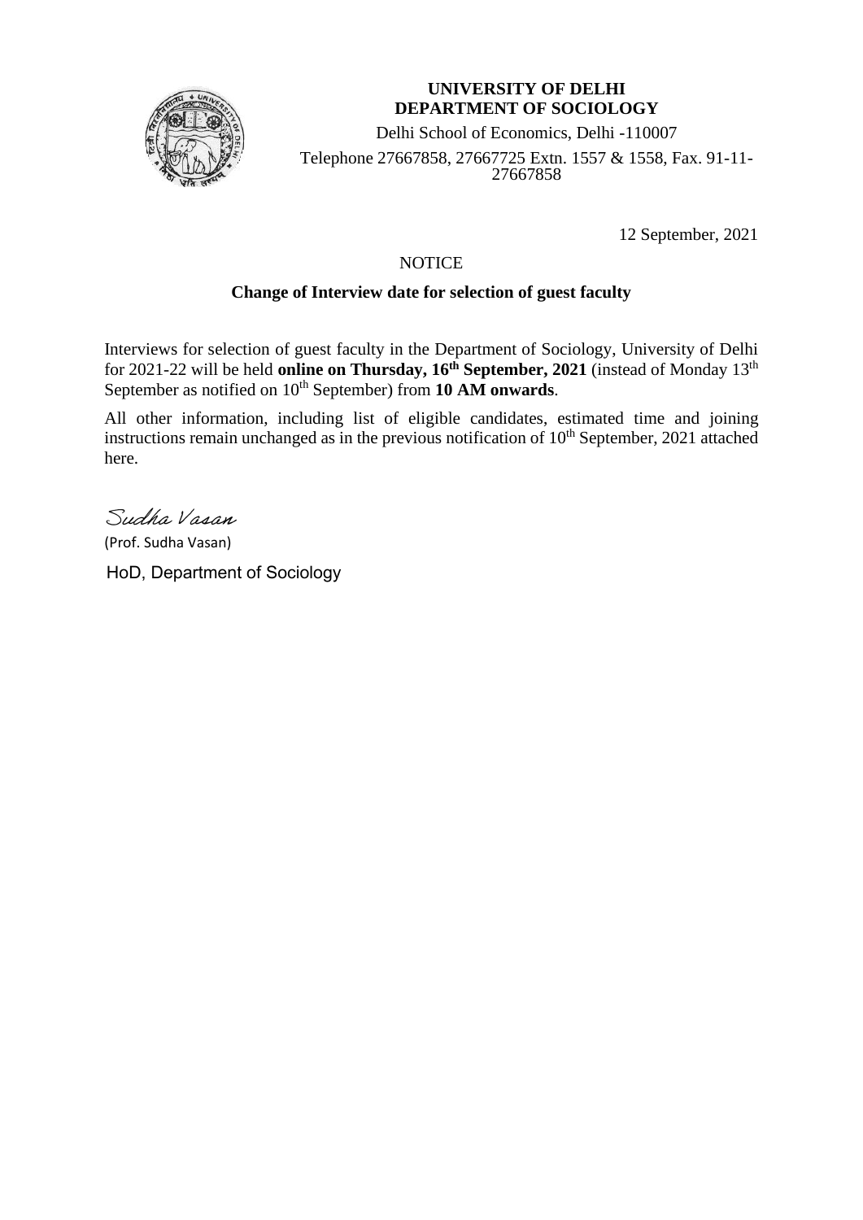# UNIVERSITY OF DELHI
## DEPARTMENT OF SOCIOLOGY

Delhi School of Economics, Delhi -110007

Telephone 27667858, 27667725 Extn. 1557 & 1558, Fax. 91-11-27667858

12 September, 2021

NOTICE

**Change of Interview date for selection of guest faculty**

Interviews for selection of guest faculty in the Department of Sociology, University of Delhi for 2021-22 will be held **online on Thursday, 16th September, 2021** (instead of Monday 13th September as notified on 10th September) from **10 AM onwards**.

All other information, including list of eligible candidates, estimated time and joining instructions remain unchanged as in the previous notification of 10th September, 2021 attached here.

*Sudha Vasan*

(Prof. Sudha Vasan)

HoD, Department of Sociology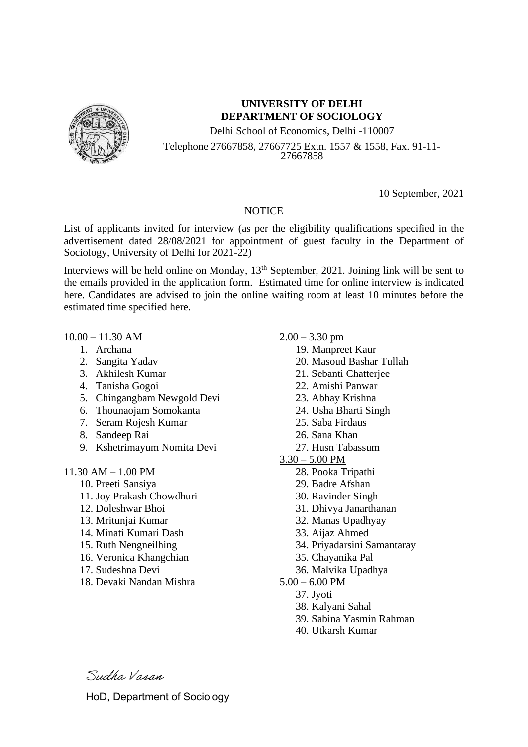**UNIVERSITY OF DELHI**
**DEPARTMENT OF SOCIOLOGY**

Delhi School of Economics, Delhi -110007

Telephone 27667858, 27667725 Extn. 1557 & 1558, Fax. 91-11-27667858

10 September, 2021

NOTICE

List of applicants invited for interview (as per the eligibility qualifications specified in the advertisement dated 28/08/2021 for appointment of guest faculty in the Department of Sociology, University of Delhi for 2021-22)

Interviews will be held online on Monday, 13th September, 2021. Joining link will be sent to the emails provided in the application form. Estimated time for online interview is indicated here. Candidates are advised to join the online waiting room at least 10 minutes before the estimated time specified here.

10.00 – 11.30 AM

1. Archana
2. Sangita Yadav
3. Akhilesh Kumar
4. Tanisha Gogoi
5. Chingangbam Newgold Devi
6. Thounaojam Somokanta
7. Seram Rojesh Kumar
8. Sandeep Rai
9. Kshetrimayum Nomita Devi

11.30 AM – 1.00 PM

10. Preeti Sansiya
11. Joy Prakash Chowdhuri
12. Doleshwar Bhoi
13. Mritunjai Kumar
14. Minati Kumari Dash
15. Ruth Nengneilhing
16. Veronica Khangchian
17. Sudeshna Devi
18. Devaki Nandan Mishra

2.00 – 3.30 pm

19. Manpreet Kaur
20. Masoud Bashar Tullah
21. Sebanti Chatterjee
22. Amishi Panwar
23. Abhay Krishna
24. Usha Bharti Singh
25. Saba Firdaus
26. Sana Khan
27. Husn Tabassum

3.30 – 5.00 PM

28. Pooka Tripathi
29. Badre Afshan
30. Ravinder Singh
31. Dhivya Janarthanan
32. Manas Upadhyay
33. Aijaz Ahmed
34. Priyadarsini Samantaray
35. Chayanika Pal
36. Malvika Upadhya

5.00 – 6.00 PM

37. Jyoti
38. Kalyani Sahal
39. Sabina Yasmin Rahman
40. Utkarsh Kumar

Sudha Vasan

HoD, Department of Sociology